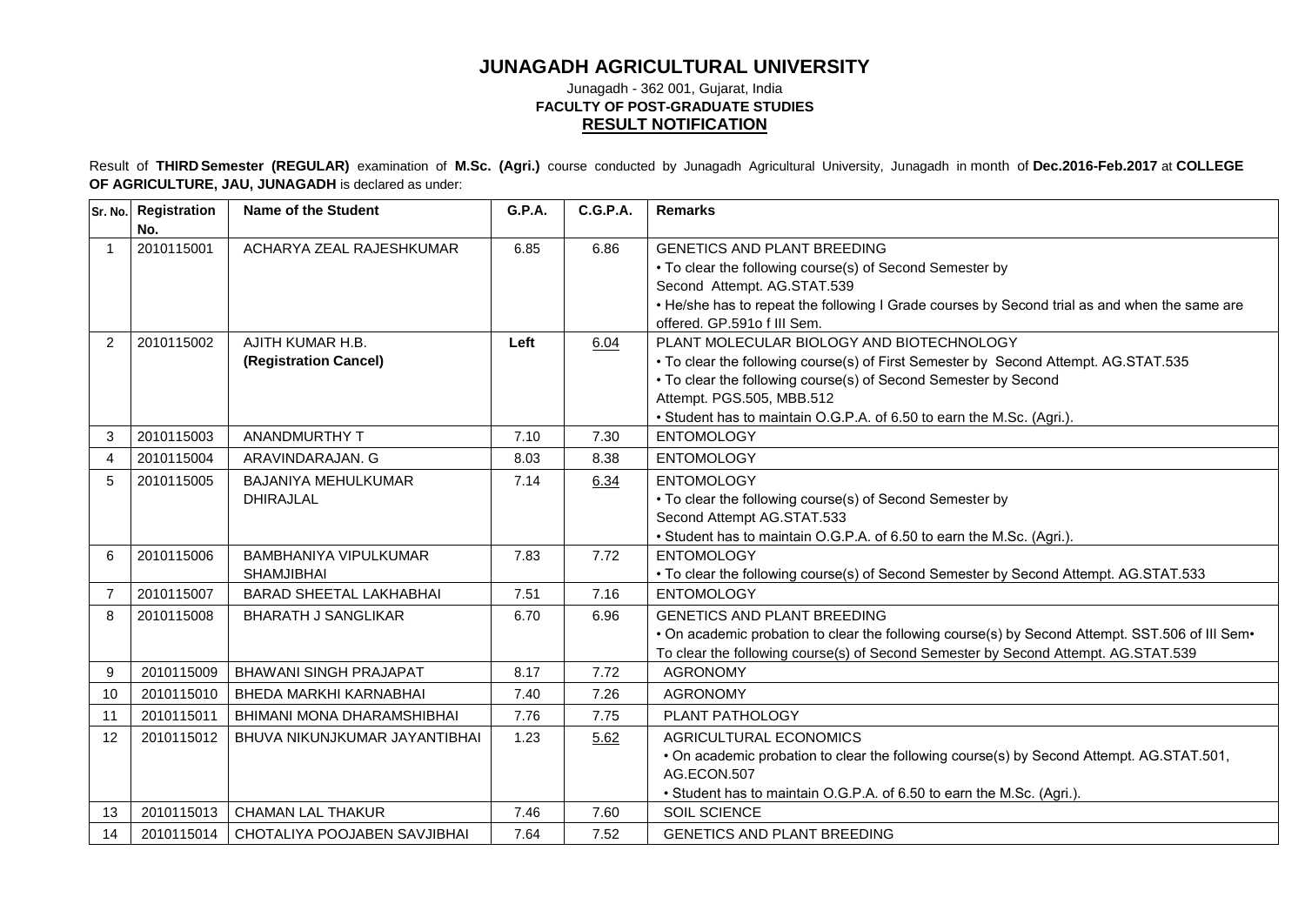# JUNAGADH AGRICULTURAL UNIVERSITY

Junagadh - 362 001, Gujarat, India

**FACULTY OF POST-GRADUATE STUDIES**

## RESULT NOTIFICATION

Result of **THIRD Semester (REGULAR)** examination of **M.Sc. (Agri.)** course conducted by Junagadh Agricultural University, Junagadh in month of **Dec.2016-Feb.2017** at **COLLEGE OF AGRICULTURE, JAU, JUNAGADH** is declared as under:

| Sr. No. | Registration No. | Name of the Student | G.P.A. | C.G.P.A. | Remarks |
|---|---|---|---|---|---|
| 1 | 2010115001 | ACHARYA ZEAL RAJESHKUMAR | 6.85 | 6.86 | GENETICS AND PLANT BREEDING<br>• To clear the following course(s) of Second Semester by Second Attempt. AG.STAT.539<br>• He/she has to repeat the following I Grade courses by Second trial as and when the same are offered. GP.591o f III Sem. |
| 2 | 2010115002 | AJITH KUMAR H.B. **(Registration Cancel)** | **Left** | 6.04 | PLANT MOLECULAR BIOLOGY AND BIOTECHNOLOGY<br>• To clear the following course(s) of First Semester by Second Attempt. AG.STAT.535<br>• To clear the following course(s) of Second Semester by Second Attempt. PGS.505, MBB.512<br>• Student has to maintain O.G.P.A. of 6.50 to earn the M.Sc. (Agri.). |
| 3 | 2010115003 | ANANDMURTHY T | 7.10 | 7.30 | ENTOMOLOGY |
| 4 | 2010115004 | ARAVINDARAJAN. G | 8.03 | 8.38 | ENTOMOLOGY |
| 5 | 2010115005 | BAJANIYA MEHULKUMAR DHIRAJLAL | 7.14 | 6.34 | ENTOMOLOGY<br>• To clear the following course(s) of Second Semester by Second Attempt AG.STAT.533<br>• Student has to maintain O.G.P.A. of 6.50 to earn the M.Sc. (Agri.). |
| 6 | 2010115006 | BAMBHANIYA VIPULKUMAR SHAMJIBHAI | 7.83 | 7.72 | ENTOMOLOGY<br>• To clear the following course(s) of Second Semester by Second Attempt. AG.STAT.533 |
| 7 | 2010115007 | BARAD SHEETAL LAKHABHAI | 7.51 | 7.16 | ENTOMOLOGY |
| 8 | 2010115008 | BHARATH J SANGLIKAR | 6.70 | 6.96 | GENETICS AND PLANT BREEDING<br>• On academic probation to clear the following course(s) by Second Attempt. SST.506 of III Sem• To clear the following course(s) of Second Semester by Second Attempt. AG.STAT.539 |
| 9 | 2010115009 | BHAWANI SINGH PRAJAPAT | 8.17 | 7.72 | AGRONOMY |
| 10 | 2010115010 | BHEDA MARKHI KARNABHAI | 7.40 | 7.26 | AGRONOMY |
| 11 | 2010115011 | BHIMANI MONA DHARAMSHIBHAI | 7.76 | 7.75 | PLANT PATHOLOGY |
| 12 | 2010115012 | BHUVA NIKUNJKUMAR JAYANTIBHAI | 1.23 | 5.62 | AGRICULTURAL ECONOMICS<br>• On academic probation to clear the following course(s) by Second Attempt. AG.STAT.501, AG.ECON.507<br>• Student has to maintain O.G.P.A. of 6.50 to earn the M.Sc. (Agri.). |
| 13 | 2010115013 | CHAMAN LAL THAKUR | 7.46 | 7.60 | SOIL SCIENCE |
| 14 | 2010115014 | CHOTALIYA POOJABEN SAVJIBHAI | 7.64 | 7.52 | GENETICS AND PLANT BREEDING |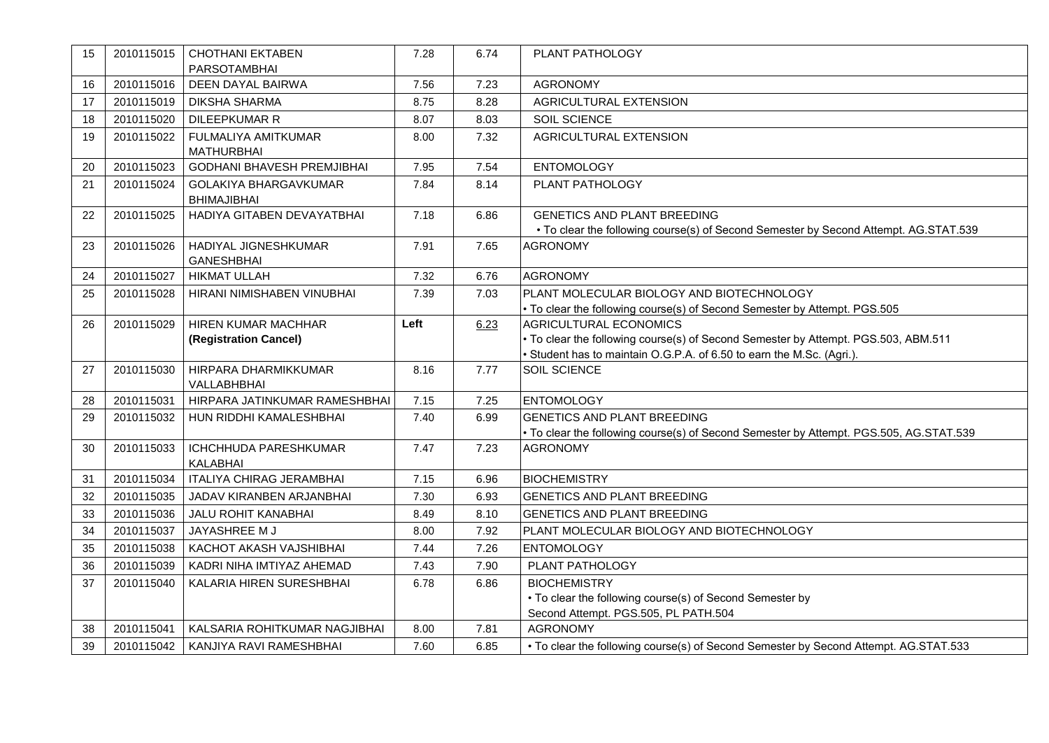| | | | | | |
|---|---|---|---|---|---|
| 15 | 2010115015 | CHOTHANI EKTABEN PARSOTAMBHAI | 7.28 | 6.74 | PLANT PATHOLOGY |
| 16 | 2010115016 | DEEN DAYAL BAIRWA | 7.56 | 7.23 | AGRONOMY |
| 17 | 2010115019 | DIKSHA SHARMA | 8.75 | 8.28 | AGRICULTURAL EXTENSION |
| 18 | 2010115020 | DILEEPKUMAR R | 8.07 | 8.03 | SOIL SCIENCE |
| 19 | 2010115022 | FULMALIYA AMITKUMAR MATHURBHAI | 8.00 | 7.32 | AGRICULTURAL EXTENSION |
| 20 | 2010115023 | GODHANI BHAVESH PREMJIBHAI | 7.95 | 7.54 | ENTOMOLOGY |
| 21 | 2010115024 | GOLAKIYA BHARGAVKUMAR BHIMAJIBHAI | 7.84 | 8.14 | PLANT PATHOLOGY |
| 22 | 2010115025 | HADIYA GITABEN DEVAYATBHAI | 7.18 | 6.86 | GENETICS AND PLANT BREEDING<br>• To clear the following course(s) of Second Semester by Second Attempt. AG.STAT.539 |
| 23 | 2010115026 | HADIYAL JIGNESHKUMAR GANESHBHAI | 7.91 | 7.65 | AGRONOMY |
| 24 | 2010115027 | HIKMAT ULLAH | 7.32 | 6.76 | AGRONOMY |
| 25 | 2010115028 | HIRANI NIMISHABEN VINUBHAI | 7.39 | 7.03 | PLANT MOLECULAR BIOLOGY AND BIOTECHNOLOGY<br>• To clear the following course(s) of Second Semester by Attempt. PGS.505 |
| 26 | 2010115029 | HIREN KUMAR MACHHAR **(Registration Cancel)** | **Left** | 6.23 | AGRICULTURAL ECONOMICS<br>• To clear the following course(s) of Second Semester by Attempt. PGS.503, ABM.511<br>• Student has to maintain O.G.P.A. of 6.50 to earn the M.Sc. (Agri.). |
| 27 | 2010115030 | HIRPARA DHARMIKKUMAR VALLABHBHAI | 8.16 | 7.77 | SOIL SCIENCE |
| 28 | 2010115031 | HIRPARA JATINKUMAR RAMESHBHAI | 7.15 | 7.25 | ENTOMOLOGY |
| 29 | 2010115032 | HUN RIDDHI KAMALESHBHAI | 7.40 | 6.99 | GENETICS AND PLANT BREEDING<br>• To clear the following course(s) of Second Semester by Attempt. PGS.505, AG.STAT.539 |
| 30 | 2010115033 | ICHCHHUDA PARESHKUMAR KALABHAI | 7.47 | 7.23 | AGRONOMY |
| 31 | 2010115034 | ITALIYA CHIRAG JERAMBHAI | 7.15 | 6.96 | BIOCHEMISTRY |
| 32 | 2010115035 | JADAV KIRANBEN ARJANBHAI | 7.30 | 6.93 | GENETICS AND PLANT BREEDING |
| 33 | 2010115036 | JALU ROHIT KANABHAI | 8.49 | 8.10 | GENETICS AND PLANT BREEDING |
| 34 | 2010115037 | JAYASHREE M J | 8.00 | 7.92 | PLANT MOLECULAR BIOLOGY AND BIOTECHNOLOGY |
| 35 | 2010115038 | KACHOT AKASH VAJSHIBHAI | 7.44 | 7.26 | ENTOMOLOGY |
| 36 | 2010115039 | KADRI NIHA IMTIYAZ AHEMAD | 7.43 | 7.90 | PLANT PATHOLOGY |
| 37 | 2010115040 | KALARIA HIREN SURESHBHAI | 6.78 | 6.86 | BIOCHEMISTRY<br>• To clear the following course(s) of Second Semester by Second Attempt. PGS.505, PL PATH.504 |
| 38 | 2010115041 | KALSARIA ROHITKUMAR NAGJIBHAI | 8.00 | 7.81 | AGRONOMY |
| 39 | 2010115042 | KANJIYA RAVI RAMESHBHAI | 7.60 | 6.85 | • To clear the following course(s) of Second Semester by Second Attempt. AG.STAT.533 |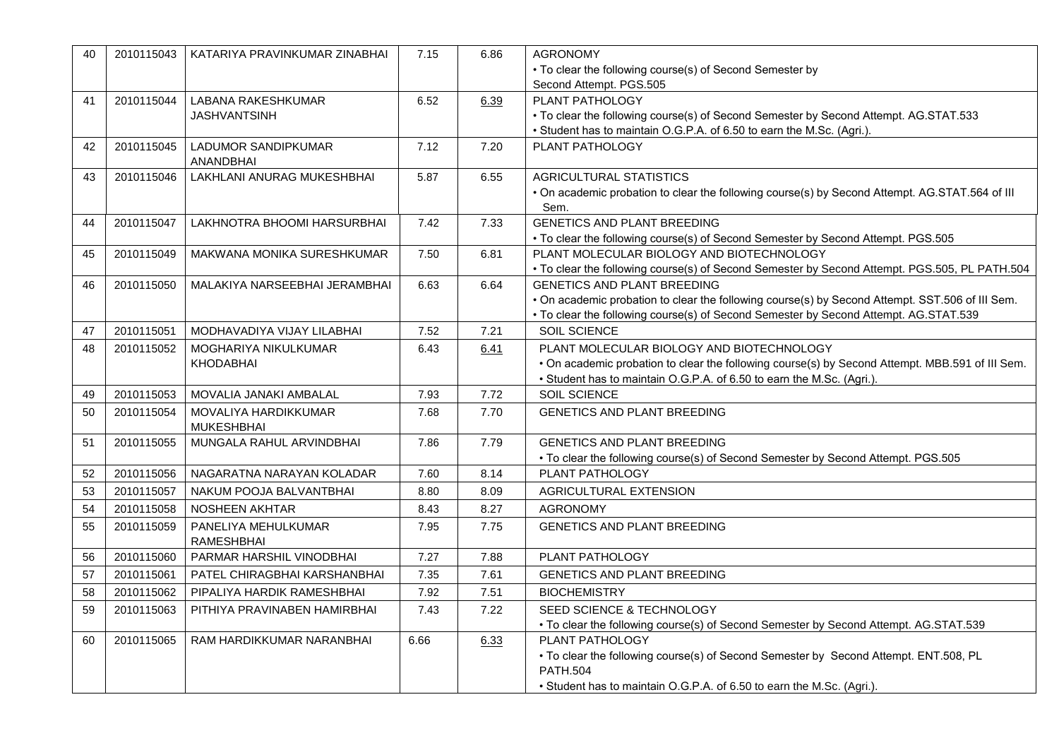| | | | | | |
|---|---|---|---|---|---|
| 40 | 2010115043 | KATARIYA PRAVINKUMAR ZINABHAI | 7.15 | 6.86 | AGRONOMY<br>• To clear the following course(s) of Second Semester by Second Attempt. PGS.505 |
| 41 | 2010115044 | LABANA RAKESHKUMAR JASHVANTSINH | 6.52 | 6.39 | PLANT PATHOLOGY<br>• To clear the following course(s) of Second Semester by Second Attempt. AG.STAT.533<br>• Student has to maintain O.G.P.A. of 6.50 to earn the M.Sc. (Agri.). |
| 42 | 2010115045 | LADUMOR SANDIPKUMAR ANANDBHAI | 7.12 | 7.20 | PLANT PATHOLOGY |
| 43 | 2010115046 | LAKHLANI ANURAG MUKESHBHAI | 5.87 | 6.55 | AGRICULTURAL STATISTICS<br>• On academic probation to clear the following course(s) by Second Attempt. AG.STAT.564 of III Sem. |
| 44 | 2010115047 | LAKHNOTRA BHOOMI HARSURBHAI | 7.42 | 7.33 | GENETICS AND PLANT BREEDING<br>• To clear the following course(s) of Second Semester by Second Attempt. PGS.505 |
| 45 | 2010115049 | MAKWANA MONIKA SURESHKUMAR | 7.50 | 6.81 | PLANT MOLECULAR BIOLOGY AND BIOTECHNOLOGY<br>• To clear the following course(s) of Second Semester by Second Attempt. PGS.505, PL PATH.504 |
| 46 | 2010115050 | MALAKIYA NARSEEBHAI JERAMBHAI | 6.63 | 6.64 | GENETICS AND PLANT BREEDING<br>• On academic probation to clear the following course(s) by Second Attempt. SST.506 of III Sem.<br>• To clear the following course(s) of Second Semester by Second Attempt. AG.STAT.539 |
| 47 | 2010115051 | MODHAVADIYA VIJAY LILABHAI | 7.52 | 7.21 | SOIL SCIENCE |
| 48 | 2010115052 | MOGHARIYA NIKULKUMAR KHODABHAI | 6.43 | 6.41 | PLANT MOLECULAR BIOLOGY AND BIOTECHNOLOGY<br>• On academic probation to clear the following course(s) by Second Attempt. MBB.591 of III Sem.<br>• Student has to maintain O.G.P.A. of 6.50 to earn the M.Sc. (Agri.). |
| 49 | 2010115053 | MOVALIA JANAKI AMBALAL | 7.93 | 7.72 | SOIL SCIENCE |
| 50 | 2010115054 | MOVALIYA HARDIKKUMAR MUKESHBHAI | 7.68 | 7.70 | GENETICS AND PLANT BREEDING |
| 51 | 2010115055 | MUNGALA RAHUL ARVINDBHAI | 7.86 | 7.79 | GENETICS AND PLANT BREEDING<br>• To clear the following course(s) of Second Semester by Second Attempt. PGS.505 |
| 52 | 2010115056 | NAGARATNA NARAYAN KOLADAR | 7.60 | 8.14 | PLANT PATHOLOGY |
| 53 | 2010115057 | NAKUM POOJA BALVANTBHAI | 8.80 | 8.09 | AGRICULTURAL EXTENSION |
| 54 | 2010115058 | NOSHEEN AKHTAR | 8.43 | 8.27 | AGRONOMY |
| 55 | 2010115059 | PANELIYA MEHULKUMAR RAMESHBHAI | 7.95 | 7.75 | GENETICS AND PLANT BREEDING |
| 56 | 2010115060 | PARMAR HARSHIL VINODBHAI | 7.27 | 7.88 | PLANT PATHOLOGY |
| 57 | 2010115061 | PATEL CHIRAGBHAI KARSHANBHAI | 7.35 | 7.61 | GENETICS AND PLANT BREEDING |
| 58 | 2010115062 | PIPALIYA HARDIK RAMESHBHAI | 7.92 | 7.51 | BIOCHEMISTRY |
| 59 | 2010115063 | PITHIYA PRAVINABEN HAMIRBHAI | 7.43 | 7.22 | SEED SCIENCE & TECHNOLOGY<br>• To clear the following course(s) of Second Semester by Second Attempt. AG.STAT.539 |
| 60 | 2010115065 | RAM HARDIKKUMAR NARANBHAI | 6.66 | 6.33 | PLANT PATHOLOGY<br>• To clear the following course(s) of Second Semester by Second Attempt. ENT.508, PL PATH.504<br>• Student has to maintain O.G.P.A. of 6.50 to earn the M.Sc. (Agri.). |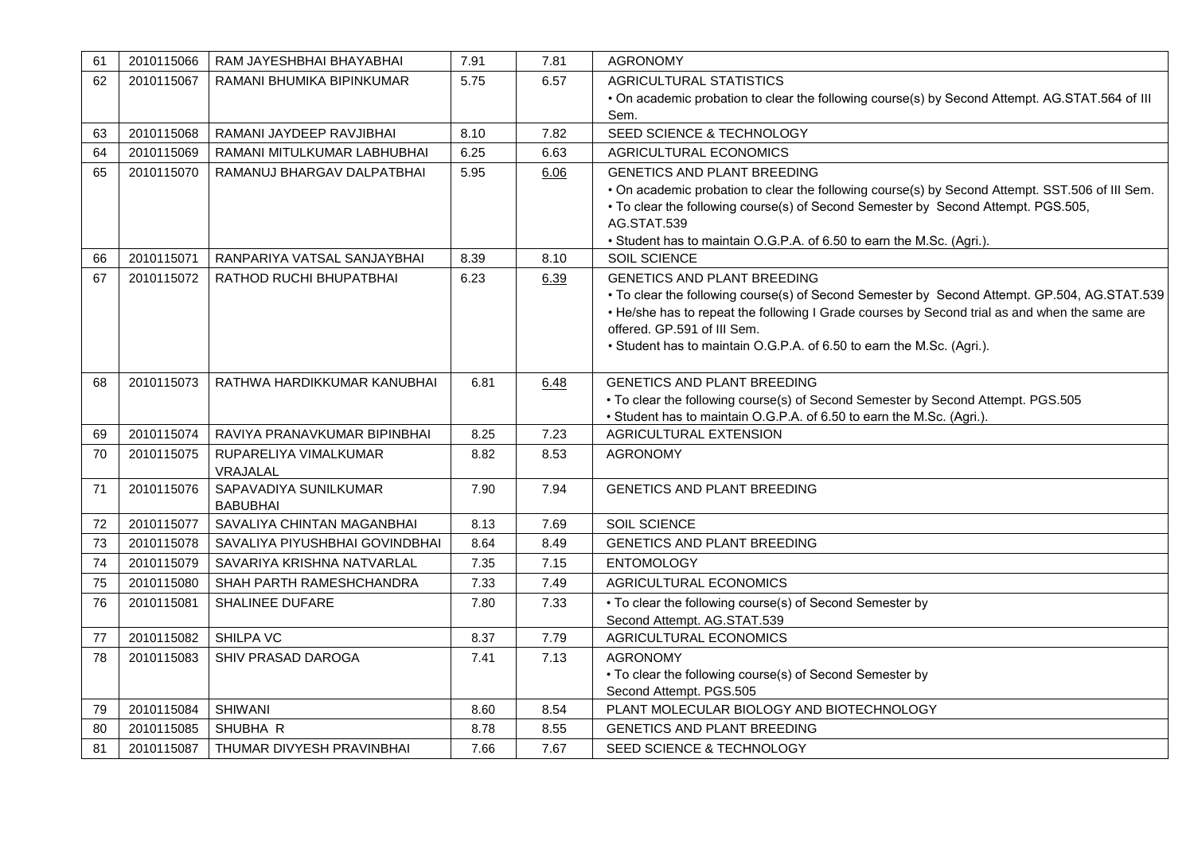| | | | | | |
|---|---|---|---|---|---|
| 61 | 2010115066 | RAM JAYESHBHAI BHAYABHAI | 7.91 | 7.81 | AGRONOMY |
| 62 | 2010115067 | RAMANI BHUMIKA BIPINKUMAR | 5.75 | 6.57 | AGRICULTURAL STATISTICS<br>• On academic probation to clear the following course(s) by Second Attempt. AG.STAT.564 of III Sem. |
| 63 | 2010115068 | RAMANI JAYDEEP RAVJIBHAI | 8.10 | 7.82 | SEED SCIENCE & TECHNOLOGY |
| 64 | 2010115069 | RAMANI MITULKUMAR LABHUBHAI | 6.25 | 6.63 | AGRICULTURAL ECONOMICS |
| 65 | 2010115070 | RAMANUJ BHARGAV DALPATBHAI | 5.95 | 6.06 | GENETICS AND PLANT BREEDING<br>• On academic probation to clear the following course(s) by Second Attempt. SST.506 of III Sem.<br>• To clear the following course(s) of Second Semester by Second Attempt. PGS.505, AG.STAT.539<br>• Student has to maintain O.G.P.A. of 6.50 to earn the M.Sc. (Agri.). |
| 66 | 2010115071 | RANPARIYA VATSAL SANJAYBHAI | 8.39 | 8.10 | SOIL SCIENCE |
| 67 | 2010115072 | RATHOD RUCHI BHUPATBHAI | 6.23 | 6.39 | GENETICS AND PLANT BREEDING<br>• To clear the following course(s) of Second Semester by Second Attempt. GP.504, AG.STAT.539<br>• He/she has to repeat the following I Grade courses by Second trial as and when the same are offered. GP.591 of III Sem.<br>• Student has to maintain O.G.P.A. of 6.50 to earn the M.Sc. (Agri.). |
| 68 | 2010115073 | RATHWA HARDIKKUMAR KANUBHAI | 6.81 | 6.48 | GENETICS AND PLANT BREEDING<br>• To clear the following course(s) of Second Semester by Second Attempt. PGS.505<br>• Student has to maintain O.G.P.A. of 6.50 to earn the M.Sc. (Agri.). |
| 69 | 2010115074 | RAVIYA PRANAVKUMAR BIPINBHAI | 8.25 | 7.23 | AGRICULTURAL EXTENSION |
| 70 | 2010115075 | RUPARELIYA VIMALKUMAR VRAJALAL | 8.82 | 8.53 | AGRONOMY |
| 71 | 2010115076 | SAPAVADIYA SUNILKUMAR BABUBHAI | 7.90 | 7.94 | GENETICS AND PLANT BREEDING |
| 72 | 2010115077 | SAVALIYA CHINTAN MAGANBHAI | 8.13 | 7.69 | SOIL SCIENCE |
| 73 | 2010115078 | SAVALIYA PIYUSHBHAI GOVINDBHAI | 8.64 | 8.49 | GENETICS AND PLANT BREEDING |
| 74 | 2010115079 | SAVARIYA KRISHNA NATVARLAL | 7.35 | 7.15 | ENTOMOLOGY |
| 75 | 2010115080 | SHAH PARTH RAMESHCHANDRA | 7.33 | 7.49 | AGRICULTURAL ECONOMICS |
| 76 | 2010115081 | SHALINEE DUFARE | 7.80 | 7.33 | • To clear the following course(s) of Second Semester by Second Attempt. AG.STAT.539 |
| 77 | 2010115082 | SHILPA VC | 8.37 | 7.79 | AGRICULTURAL ECONOMICS |
| 78 | 2010115083 | SHIV PRASAD DAROGA | 7.41 | 7.13 | AGRONOMY<br>• To clear the following course(s) of Second Semester by Second Attempt. PGS.505 |
| 79 | 2010115084 | SHIWANI | 8.60 | 8.54 | PLANT MOLECULAR BIOLOGY AND BIOTECHNOLOGY |
| 80 | 2010115085 | SHUBHA R | 8.78 | 8.55 | GENETICS AND PLANT BREEDING |
| 81 | 2010115087 | THUMAR DIVYESH PRAVINBHAI | 7.66 | 7.67 | SEED SCIENCE & TECHNOLOGY |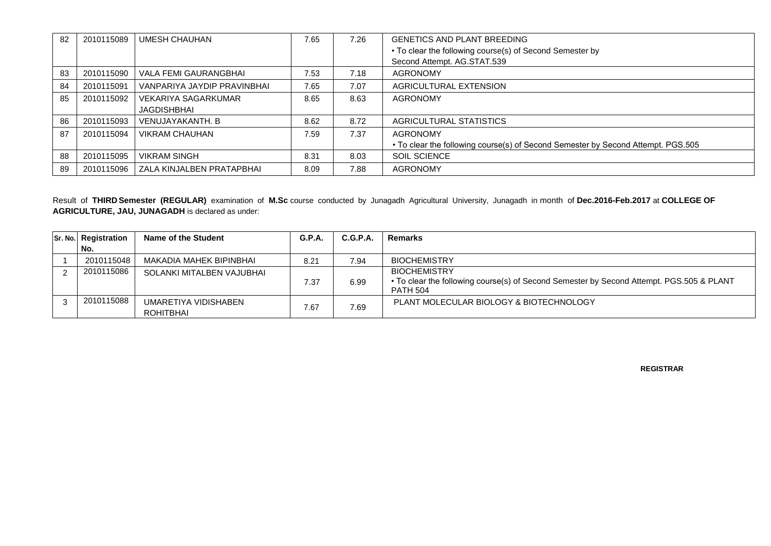| | | | | | |
|---|---|---|---|---|---|
| 82 | 2010115089 | UMESH CHAUHAN | 7.65 | 7.26 | GENETICS AND PLANT BREEDING<br>• To clear the following course(s) of Second Semester by Second Attempt. AG.STAT.539 |
| 83 | 2010115090 | VALA FEMI GAURANGBHAI | 7.53 | 7.18 | AGRONOMY |
| 84 | 2010115091 | VANPARIYA JAYDIP PRAVINBHAI | 7.65 | 7.07 | AGRICULTURAL EXTENSION |
| 85 | 2010115092 | VEKARIYA SAGARKUMAR JAGDISHBHAI | 8.65 | 8.63 | AGRONOMY |
| 86 | 2010115093 | VENUJAYAKANTH. B | 8.62 | 8.72 | AGRICULTURAL STATISTICS |
| 87 | 2010115094 | VIKRAM CHAUHAN | 7.59 | 7.37 | AGRONOMY<br>• To clear the following course(s) of Second Semester by Second Attempt. PGS.505 |
| 88 | 2010115095 | VIKRAM SINGH | 8.31 | 8.03 | SOIL SCIENCE |
| 89 | 2010115096 | ZALA KINJALBEN PRATAPBHAI | 8.09 | 7.88 | AGRONOMY |

Result of **THIRD Semester (REGULAR)** examination of **M.Sc** course conducted by Junagadh Agricultural University, Junagadh in month of **Dec.2016-Feb.2017** at **COLLEGE OF AGRICULTURE, JAU, JUNAGADH** is declared as under:

| Sr. No. | Registration No. | Name of the Student | G.P.A. | C.G.P.A. | Remarks |
|---|---|---|---|---|---|
| 1 | 2010115048 | MAKADIA MAHEK BIPINBHAI | 8.21 | 7.94 | BIOCHEMISTRY |
| 2 | 2010115086 | SOLANKI MITALBEN VAJUBHAI | 7.37 | 6.99 | BIOCHEMISTRY<br>• To clear the following course(s) of Second Semester by Second Attempt. PGS.505 & PLANT PATH 504 |
| 3 | 2010115088 | UMARETIYA VIDISHABEN ROHITBHAI | 7.67 | 7.69 | PLANT MOLECULAR BIOLOGY & BIOTECHNOLOGY |

**REGISTRAR**